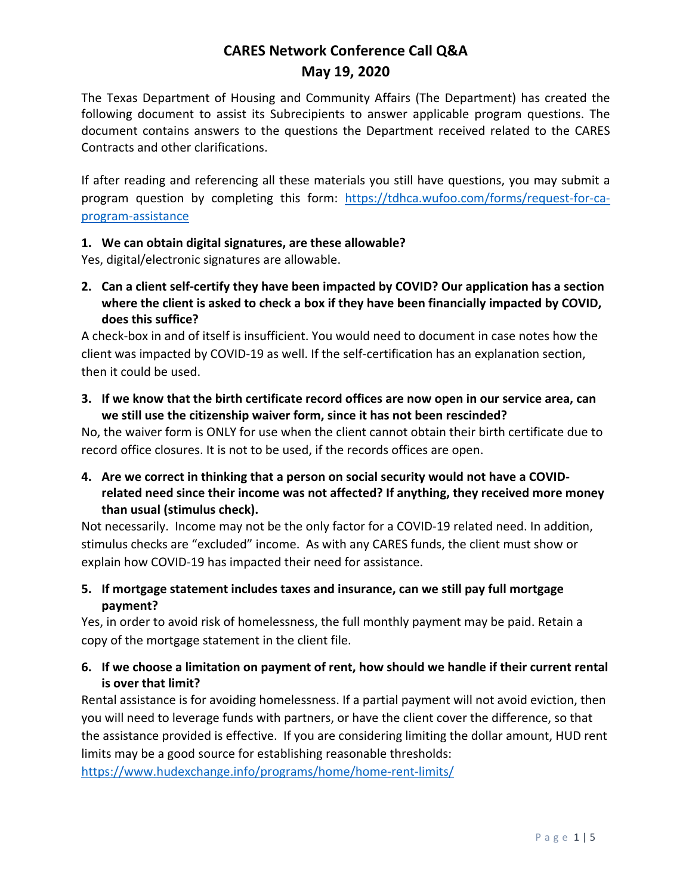# CARES Network Conference Call Q&A
# May 19, 2020

The Texas Department of Housing and Community Affairs (The Department) has created the following document to assist its Subrecipients to answer applicable program questions. The document contains answers to the questions the Department received related to the CARES Contracts and other clarifications.

If after reading and referencing all these materials you still have questions, you may submit a program question by completing this form: [https://tdhca.wufoo.com/forms/request-for-ca-program-assistance](https://tdhca.wufoo.com/forms/request-for-ca-program-assistance)

**1. We can obtain digital signatures, are these allowable?**

Yes, digital/electronic signatures are allowable.

**2. Can a client self-certify they have been impacted by COVID? Our application has a section where the client is asked to check a box if they have been financially impacted by COVID, does this suffice?**

A check-box in and of itself is insufficient. You would need to document in case notes how the client was impacted by COVID-19 as well. If the self-certification has an explanation section, then it could be used.

**3. If we know that the birth certificate record offices are now open in our service area, can we still use the citizenship waiver form, since it has not been rescinded?**

No, the waiver form is ONLY for use when the client cannot obtain their birth certificate due to record office closures. It is not to be used, if the records offices are open.

**4. Are we correct in thinking that a person on social security would not have a COVID-related need since their income was not affected? If anything, they received more money than usual (stimulus check).**

Not necessarily. Income may not be the only factor for a COVID-19 related need. In addition, stimulus checks are "excluded" income. As with any CARES funds, the client must show or explain how COVID-19 has impacted their need for assistance.

**5. If mortgage statement includes taxes and insurance, can we still pay full mortgage payment?**

Yes, in order to avoid risk of homelessness, the full monthly payment may be paid. Retain a copy of the mortgage statement in the client file.

**6. If we choose a limitation on payment of rent, how should we handle if their current rental is over that limit?**

Rental assistance is for avoiding homelessness. If a partial payment will not avoid eviction, then you will need to leverage funds with partners, or have the client cover the difference, so that the assistance provided is effective. If you are considering limiting the dollar amount, HUD rent limits may be a good source for establishing reasonable thresholds: [https://www.hudexchange.info/programs/home/home-rent-limits/](https://www.hudexchange.info/programs/home/home-rent-limits/)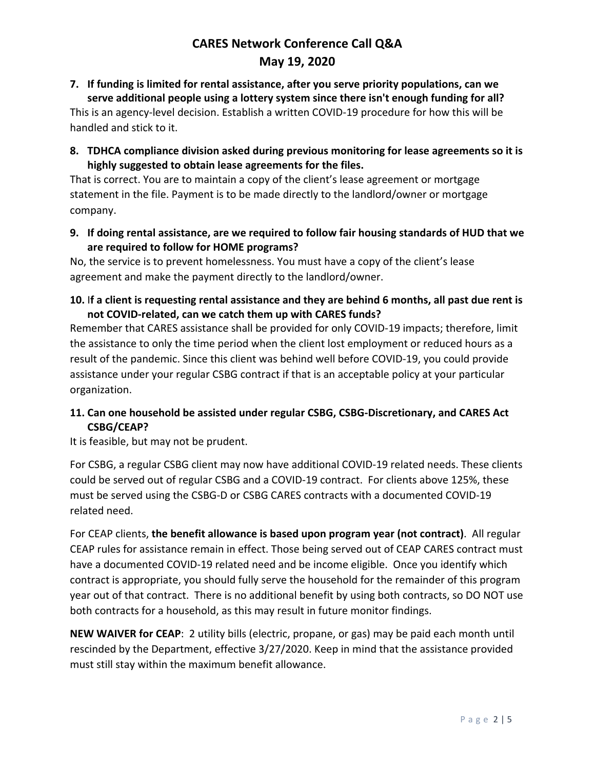# CARES Network Conference Call Q&A
## May 19, 2020

**7. If funding is limited for rental assistance, after you serve priority populations, can we serve additional people using a lottery system since there isn't enough funding for all?**

This is an agency-level decision. Establish a written COVID-19 procedure for how this will be handled and stick to it.

**8. TDHCA compliance division asked during previous monitoring for lease agreements so it is highly suggested to obtain lease agreements for the files.**

That is correct. You are to maintain a copy of the client's lease agreement or mortgage statement in the file. Payment is to be made directly to the landlord/owner or mortgage company.

**9. If doing rental assistance, are we required to follow fair housing standards of HUD that we are required to follow for HOME programs?**

No, the service is to prevent homelessness. You must have a copy of the client's lease agreement and make the payment directly to the landlord/owner.

**10. If a client is requesting rental assistance and they are behind 6 months, all past due rent is not COVID-related, can we catch them up with CARES funds?**

Remember that CARES assistance shall be provided for only COVID-19 impacts; therefore, limit the assistance to only the time period when the client lost employment or reduced hours as a result of the pandemic. Since this client was behind well before COVID-19, you could provide assistance under your regular CSBG contract if that is an acceptable policy at your particular organization.

**11. Can one household be assisted under regular CSBG, CSBG-Discretionary, and CARES Act CSBG/CEAP?**

It is feasible, but may not be prudent.

For CSBG, a regular CSBG client may now have additional COVID-19 related needs. These clients could be served out of regular CSBG and a COVID-19 contract. For clients above 125%, these must be served using the CSBG-D or CSBG CARES contracts with a documented COVID-19 related need.

For CEAP clients, **the benefit allowance is based upon program year (not contract)**. All regular CEAP rules for assistance remain in effect. Those being served out of CEAP CARES contract must have a documented COVID-19 related need and be income eligible. Once you identify which contract is appropriate, you should fully serve the household for the remainder of this program year out of that contract. There is no additional benefit by using both contracts, so DO NOT use both contracts for a household, as this may result in future monitor findings.

**NEW WAIVER for CEAP**: 2 utility bills (electric, propane, or gas) may be paid each month until rescinded by the Department, effective 3/27/2020. Keep in mind that the assistance provided must still stay within the maximum benefit allowance.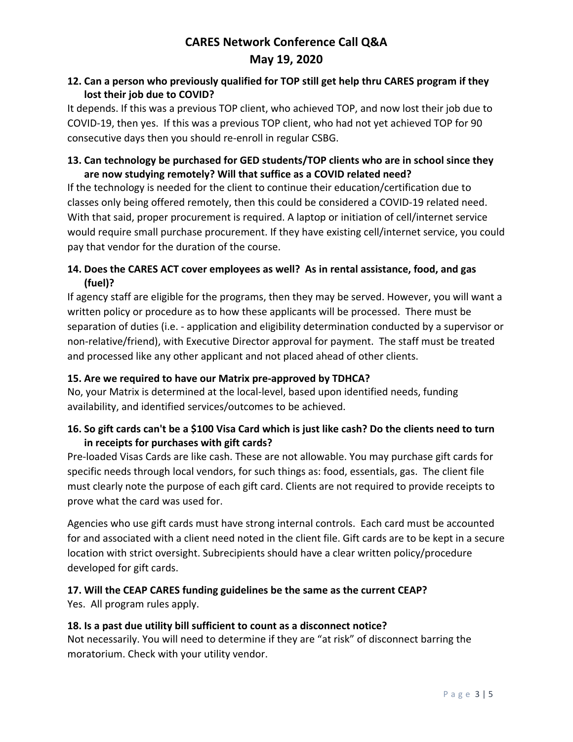**12. Can a person who previously qualified for TOP still get help thru CARES program if they lost their job due to COVID?**

It depends. If this was a previous TOP client, who achieved TOP, and now lost their job due to COVID-19, then yes. If this was a previous TOP client, who had not yet achieved TOP for 90 consecutive days then you should re-enroll in regular CSBG.

**13. Can technology be purchased for GED students/TOP clients who are in school since they are now studying remotely? Will that suffice as a COVID related need?**

If the technology is needed for the client to continue their education/certification due to classes only being offered remotely, then this could be considered a COVID-19 related need. With that said, proper procurement is required. A laptop or initiation of cell/internet service would require small purchase procurement. If they have existing cell/internet service, you could pay that vendor for the duration of the course.

**14. Does the CARES ACT cover employees as well? As in rental assistance, food, and gas (fuel)?**

If agency staff are eligible for the programs, then they may be served. However, you will want a written policy or procedure as to how these applicants will be processed. There must be separation of duties (i.e. - application and eligibility determination conducted by a supervisor or non-relative/friend), with Executive Director approval for payment. The staff must be treated and processed like any other applicant and not placed ahead of other clients.

**15. Are we required to have our Matrix pre-approved by TDHCA?**

No, your Matrix is determined at the local-level, based upon identified needs, funding availability, and identified services/outcomes to be achieved.

**16. So gift cards can't be a $100 Visa Card which is just like cash? Do the clients need to turn in receipts for purchases with gift cards?**

Pre-loaded Visas Cards are like cash. These are not allowable. You may purchase gift cards for specific needs through local vendors, for such things as: food, essentials, gas. The client file must clearly note the purpose of each gift card. Clients are not required to provide receipts to prove what the card was used for.

Agencies who use gift cards must have strong internal controls. Each card must be accounted for and associated with a client need noted in the client file. Gift cards are to be kept in a secure location with strict oversight. Subrecipients should have a clear written policy/procedure developed for gift cards.

**17. Will the CEAP CARES funding guidelines be the same as the current CEAP?**

Yes. All program rules apply.

**18. Is a past due utility bill sufficient to count as a disconnect notice?**

Not necessarily. You will need to determine if they are "at risk" of disconnect barring the moratorium. Check with your utility vendor.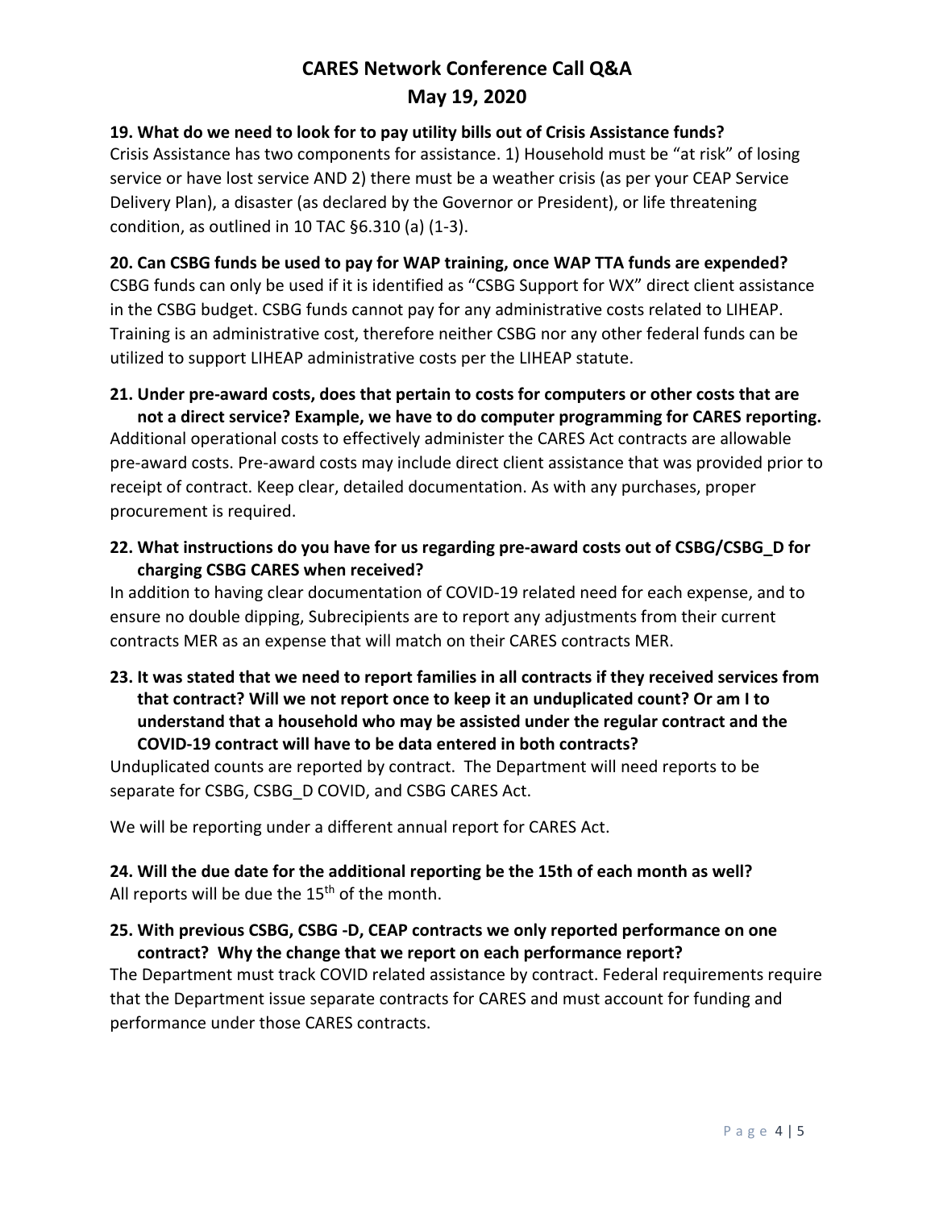# CARES Network Conference Call Q&A
## May 19, 2020

**19. What do we need to look for to pay utility bills out of Crisis Assistance funds?**

Crisis Assistance has two components for assistance. 1) Household must be "at risk" of losing service or have lost service AND 2) there must be a weather crisis (as per your CEAP Service Delivery Plan), a disaster (as declared by the Governor or President), or life threatening condition, as outlined in 10 TAC §6.310 (a) (1-3).

**20. Can CSBG funds be used to pay for WAP training, once WAP TTA funds are expended?**

CSBG funds can only be used if it is identified as "CSBG Support for WX" direct client assistance in the CSBG budget. CSBG funds cannot pay for any administrative costs related to LIHEAP. Training is an administrative cost, therefore neither CSBG nor any other federal funds can be utilized to support LIHEAP administrative costs per the LIHEAP statute.

**21. Under pre-award costs, does that pertain to costs for computers or other costs that are not a direct service? Example, we have to do computer programming for CARES reporting.**

Additional operational costs to effectively administer the CARES Act contracts are allowable pre-award costs. Pre-award costs may include direct client assistance that was provided prior to receipt of contract. Keep clear, detailed documentation. As with any purchases, proper procurement is required.

**22. What instructions do you have for us regarding pre-award costs out of CSBG/CSBG_D for charging CSBG CARES when received?**

In addition to having clear documentation of COVID-19 related need for each expense, and to ensure no double dipping, Subrecipients are to report any adjustments from their current contracts MER as an expense that will match on their CARES contracts MER.

**23. It was stated that we need to report families in all contracts if they received services from that contract? Will we not report once to keep it an unduplicated count? Or am I to understand that a household who may be assisted under the regular contract and the COVID-19 contract will have to be data entered in both contracts?**

Unduplicated counts are reported by contract. The Department will need reports to be separate for CSBG, CSBG_D COVID, and CSBG CARES Act.

We will be reporting under a different annual report for CARES Act.

**24. Will the due date for the additional reporting be the 15th of each month as well?**

All reports will be due the 15th of the month.

**25. With previous CSBG, CSBG -D, CEAP contracts we only reported performance on one contract? Why the change that we report on each performance report?**

The Department must track COVID related assistance by contract. Federal requirements require that the Department issue separate contracts for CARES and must account for funding and performance under those CARES contracts.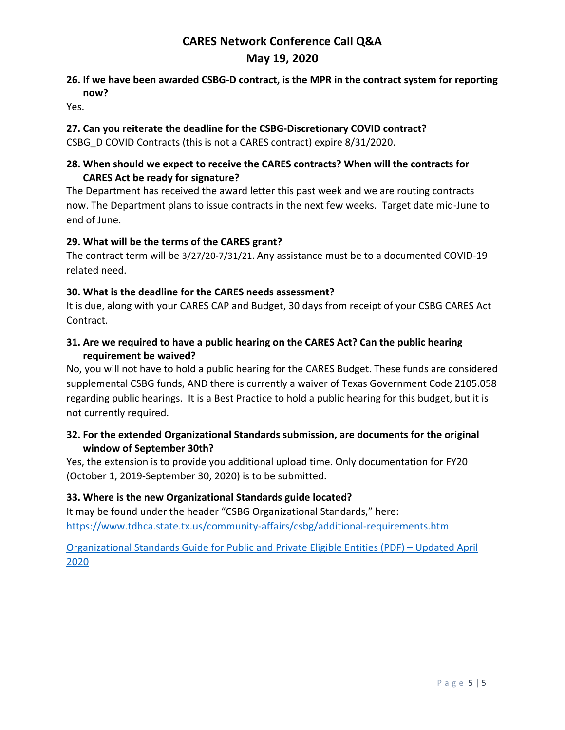**26. If we have been awarded CSBG-D contract, is the MPR in the contract system for reporting now?**

Yes.

**27. Can you reiterate the deadline for the CSBG-Discretionary COVID contract?**

CSBG_D COVID Contracts (this is not a CARES contract) expire 8/31/2020.

**28. When should we expect to receive the CARES contracts? When will the contracts for CARES Act be ready for signature?**

The Department has received the award letter this past week and we are routing contracts now. The Department plans to issue contracts in the next few weeks. Target date mid-June to end of June.

**29. What will be the terms of the CARES grant?**

The contract term will be 3/27/20-7/31/21. Any assistance must be to a documented COVID-19 related need.

**30. What is the deadline for the CARES needs assessment?**

It is due, along with your CARES CAP and Budget, 30 days from receipt of your CSBG CARES Act Contract.

**31. Are we required to have a public hearing on the CARES Act? Can the public hearing requirement be waived?**

No, you will not have to hold a public hearing for the CARES Budget. These funds are considered supplemental CSBG funds, AND there is currently a waiver of Texas Government Code 2105.058 regarding public hearings. It is a Best Practice to hold a public hearing for this budget, but it is not currently required.

**32. For the extended Organizational Standards submission, are documents for the original window of September 30th?**

Yes, the extension is to provide you additional upload time. Only documentation for FY20 (October 1, 2019-September 30, 2020) is to be submitted.

**33. Where is the new Organizational Standards guide located?**

It may be found under the header "CSBG Organizational Standards," here: https://www.tdhca.state.tx.us/community-affairs/csbg/additional-requirements.htm

Organizational Standards Guide for Public and Private Eligible Entities (PDF) – Updated April 2020